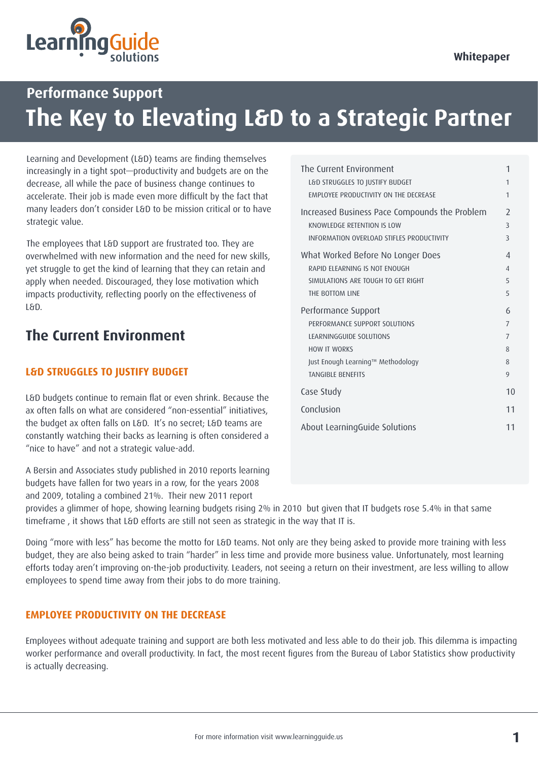Whitepaper

## Performance Support

# The Key to Elevating L&D to a Strategic Partner

Learning and Development (L&D) teams are finding themselves increasingly in a tight spot—productivity and budgets are on the decrease, all while the pace of business change continues to accelerate. Their job is made even more difficult by the fact that many leaders don't consider L&D to be mission critical or to have strategic value.

The employees that L&D support are frustrated too. They are overwhelmed with new information and the need for new skills, yet struggle to get the kind of learning that they can retain and apply when needed. Discouraged, they lose motivation which impacts productivity, reflecting poorly on the effectiveness of L&D.

| | |
|---|---|
| The Current Environment | 1 |
| L&D STRUGGLES TO JUSTIFY BUDGET | 1 |
| EMPLOYEE PRODUCTIVITY ON THE DECREASE | 1 |
| Increased Business Pace Compounds the Problem | 2 |
| KNOWLEDGE RETENTION IS LOW | 3 |
| INFORMATION OVERLOAD STIFLES PRODUCTIVITY | 3 |
| What Worked Before No Longer Does | 4 |
| RAPID ELEARNING IS NOT ENOUGH | 4 |
| SIMULATIONS ARE TOUGH TO GET RIGHT | 5 |
| THE BOTTOM LINE | 5 |
| Performance Support | 6 |
| PERFORMANCE SUPPORT SOLUTIONS | 7 |
| LEARNINGGUIDE SOLUTIONS | 7 |
| HOW IT WORKS | 8 |
| Just Enough Learning™ Methodology | 8 |
| TANGIBLE BENEFITS | 9 |
| Case Study | 10 |
| Conclusion | 11 |
| About LearningGuide Solutions | 11 |

## The Current Environment

### L&D STRUGGLES TO JUSTIFY BUDGET

L&D budgets continue to remain flat or even shrink. Because the ax often falls on what are considered "non-essential" initiatives, the budget ax often falls on L&D. It's no secret; L&D teams are constantly watching their backs as learning is often considered a "nice to have" and not a strategic value-add.

A Bersin and Associates study published in 2010 reports learning budgets have fallen for two years in a row, for the years 2008 and 2009, totaling a combined 21%. Their new 2011 report provides a glimmer of hope, showing learning budgets rising 2% in 2010 but given that IT budgets rose 5.4% in that same timeframe , it shows that L&D efforts are still not seen as strategic in the way that IT is.

Doing "more with less" has become the motto for L&D teams. Not only are they being asked to provide more training with less budget, they are also being asked to train "harder" in less time and provide more business value. Unfortunately, most learning efforts today aren't improving on-the-job productivity. Leaders, not seeing a return on their investment, are less willing to allow employees to spend time away from their jobs to do more training.

### EMPLOYEE PRODUCTIVITY ON THE DECREASE

Employees without adequate training and support are both less motivated and less able to do their job. This dilemma is impacting worker performance and overall productivity. In fact, the most recent figures from the Bureau of Labor Statistics show productivity is actually decreasing.

For more information visit www.learningguide.us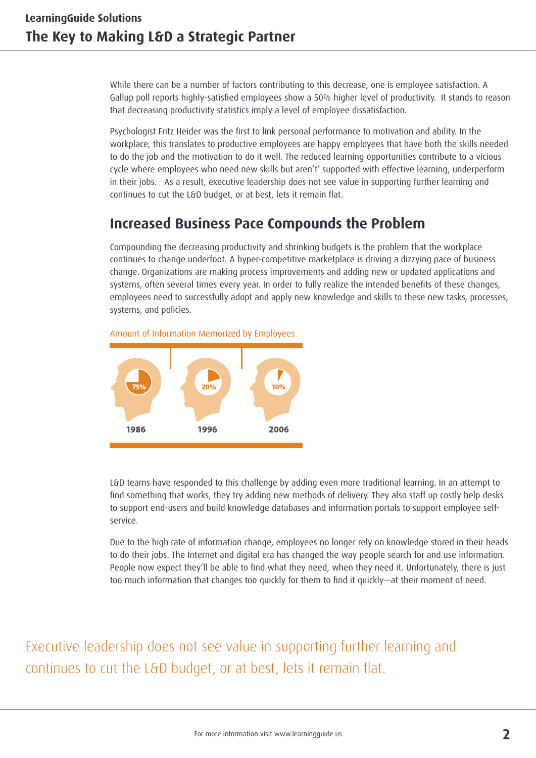While there can be a number of factors contributing to this decrease, one is employee satisfaction. A Gallup poll reports highly-satisfied employees show a 50% higher level of productivity. It stands to reason that decreasing productivity statistics imply a level of employee dissatisfaction.

Psychologist Fritz Heider was the first to link personal performance to motivation and ability. In the workplace, this translates to productive employees are happy employees that have both the skills needed to do the job and the motivation to do it well. The reduced learning opportunities contribute to a vicious cycle where employees who need new skills but aren't' supported with effective learning, underperform in their jobs. As a result, executive leadership does not see value in supporting further learning and continues to cut the L&D budget, or at best, lets it remain flat.

## Increased Business Pace Compounds the Problem

Compounding the decreasing productivity and shrinking budgets is the problem that the workplace continues to change underfoot. A hyper-competitive marketplace is driving a dizzying pace of business change. Organizations are making process improvements and adding new or updated applications and systems, often several times every year. In order to fully realize the intended benefits of these changes, employees need to successfully adopt and apply new knowledge and skills to these new tasks, processes, systems, and policies.

Amount of Information Memorized by Employees

| 1986 | 1996 | 2006 |
|---|---|---|
| 75% | 20% | 10% |

L&D teams have responded to this challenge by adding even more traditional learning. In an attempt to find something that works, they try adding new methods of delivery. They also staff up costly help desks to support end-users and build knowledge databases and information portals to support employee self-service.

Due to the high rate of information change, employees no longer rely on knowledge stored in their heads to do their jobs. The Internet and digital era has changed the way people search for and use information. People now expect they'll be able to find what they need, when they need it. Unfortunately, there is just too much information that changes too quickly for them to find it quickly—at their moment of need.

Executive leadership does not see value in supporting further learning and continues to cut the L&D budget, or at best, lets it remain flat.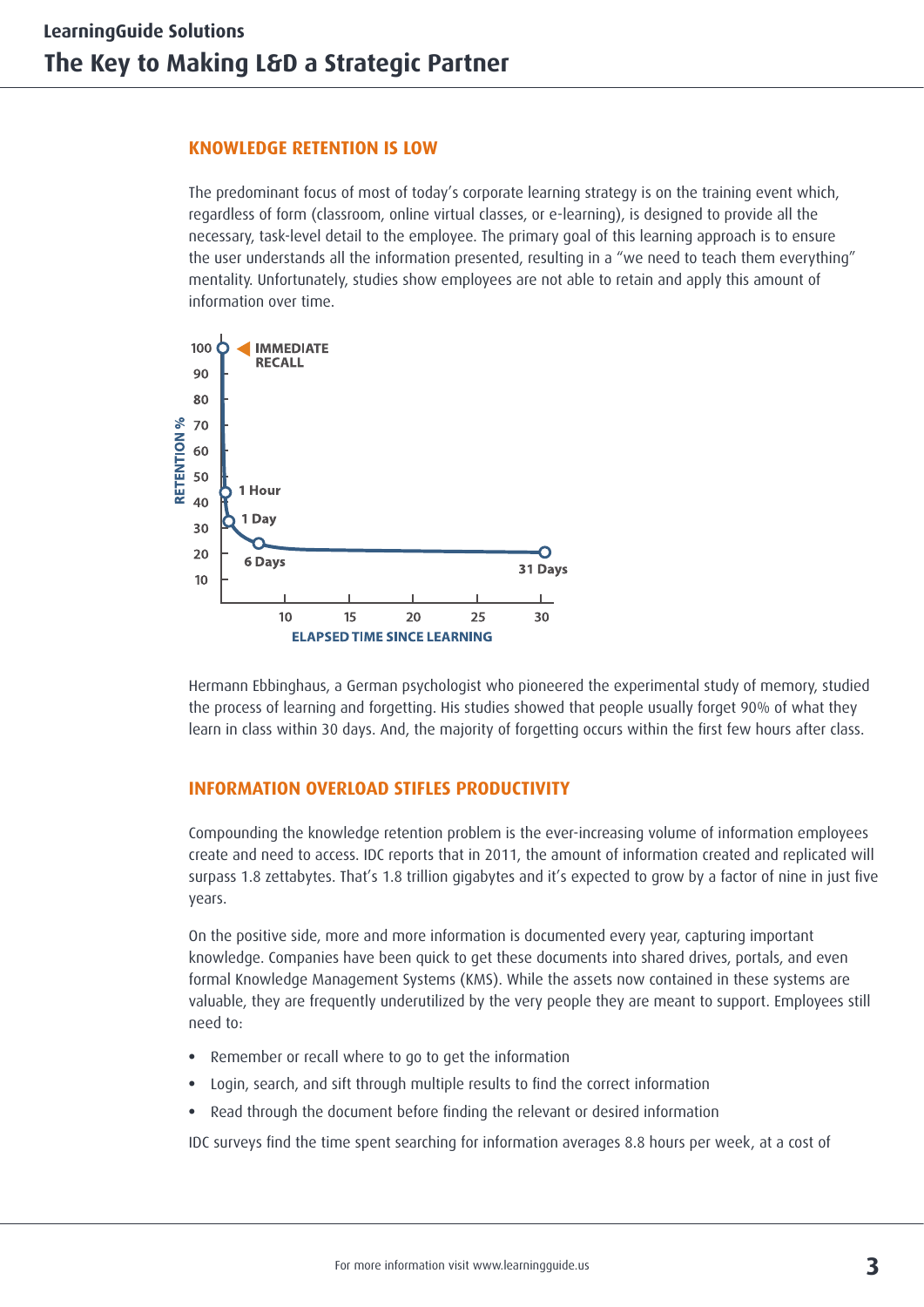## KNOWLEDGE RETENTION IS LOW

The predominant focus of most of today's corporate learning strategy is on the training event which, regardless of form (classroom, online virtual classes, or e-learning), is designed to provide all the necessary, task-level detail to the employee. The primary goal of this learning approach is to ensure the user understands all the information presented, resulting in a "we need to teach them everything" mentality. Unfortunately, studies show employees are not able to retain and apply this amount of information over time.

Hermann Ebbinghaus, a German psychologist who pioneered the experimental study of memory, studied the process of learning and forgetting. His studies showed that people usually forget 90% of what they learn in class within 30 days. And, the majority of forgetting occurs within the first few hours after class.

## INFORMATION OVERLOAD STIFLES PRODUCTIVITY

Compounding the knowledge retention problem is the ever-increasing volume of information employees create and need to access. IDC reports that in 2011, the amount of information created and replicated will surpass 1.8 zettabytes. That's 1.8 trillion gigabytes and it's expected to grow by a factor of nine in just five years.

On the positive side, more and more information is documented every year, capturing important knowledge. Companies have been quick to get these documents into shared drives, portals, and even formal Knowledge Management Systems (KMS). While the assets now contained in these systems are valuable, they are frequently underutilized by the very people they are meant to support. Employees still need to:

- Remember or recall where to go to get the information
- Login, search, and sift through multiple results to find the correct information
- Read through the document before finding the relevant or desired information

IDC surveys find the time spent searching for information averages 8.8 hours per week, at a cost of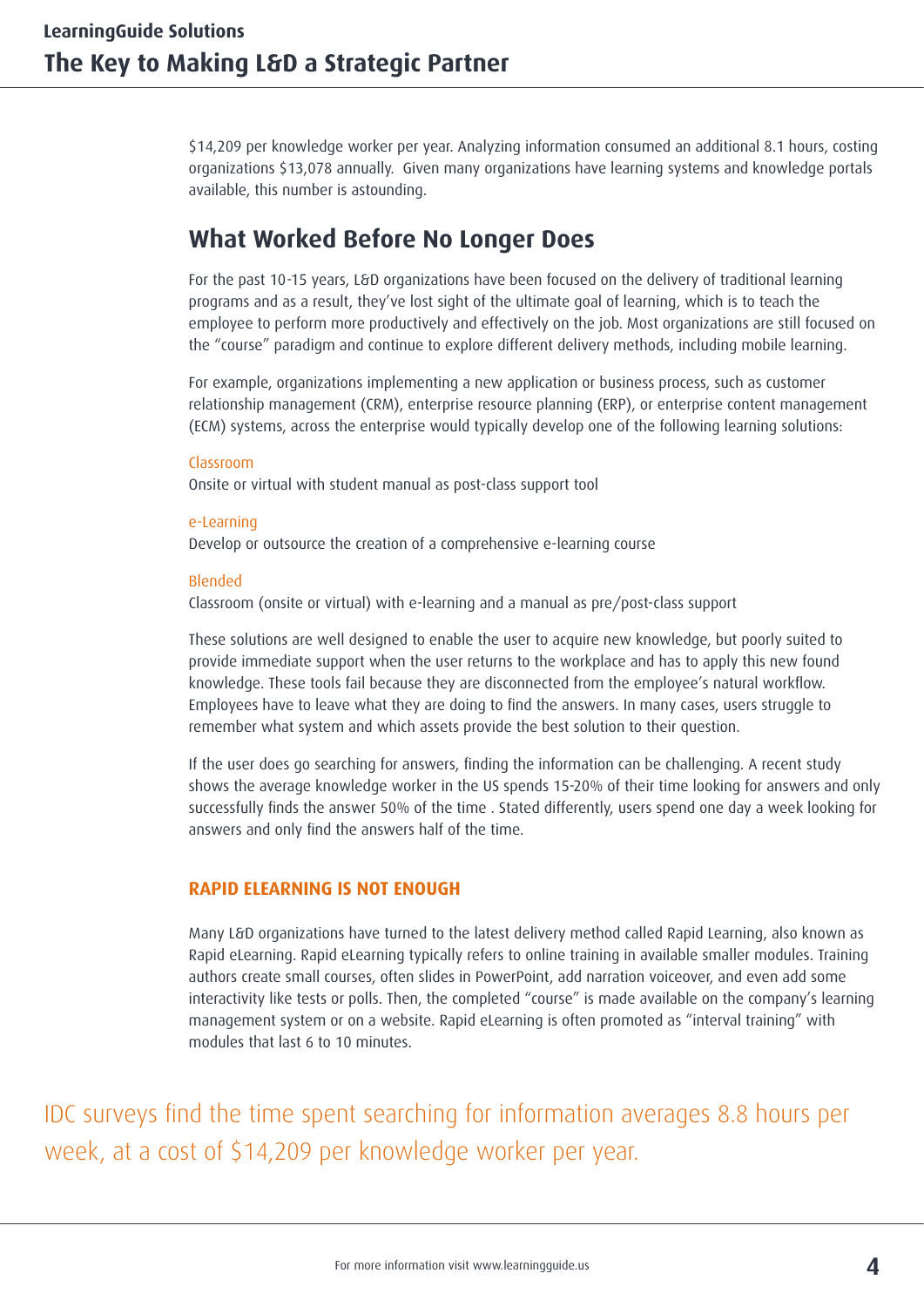$14,209 per knowledge worker per year. Analyzing information consumed an additional 8.1 hours, costing organizations $13,078 annually.  Given many organizations have learning systems and knowledge portals available, this number is astounding.

## What Worked Before No Longer Does

For the past 10-15 years, L&D organizations have been focused on the delivery of traditional learning programs and as a result, they've lost sight of the ultimate goal of learning, which is to teach the employee to perform more productively and effectively on the job. Most organizations are still focused on the "course" paradigm and continue to explore different delivery methods, including mobile learning.

For example, organizations implementing a new application or business process, such as customer relationship management (CRM), enterprise resource planning (ERP), or enterprise content management (ECM) systems, across the enterprise would typically develop one of the following learning solutions:

Classroom
Onsite or virtual with student manual as post-class support tool

e-Learning
Develop or outsource the creation of a comprehensive e-learning course

Blended
Classroom (onsite or virtual) with e-learning and a manual as pre/post-class support

These solutions are well designed to enable the user to acquire new knowledge, but poorly suited to provide immediate support when the user returns to the workplace and has to apply this new found knowledge. These tools fail because they are disconnected from the employee's natural workflow. Employees have to leave what they are doing to find the answers. In many cases, users struggle to remember what system and which assets provide the best solution to their question.

If the user does go searching for answers, finding the information can be challenging. A recent study shows the average knowledge worker in the US spends 15-20% of their time looking for answers and only successfully finds the answer 50% of the time . Stated differently, users spend one day a week looking for answers and only find the answers half of the time.

### RAPID ELEARNING IS NOT ENOUGH

Many L&D organizations have turned to the latest delivery method called Rapid Learning, also known as Rapid eLearning. Rapid eLearning typically refers to online training in available smaller modules. Training authors create small courses, often slides in PowerPoint, add narration voiceover, and even add some interactivity like tests or polls. Then, the completed "course" is made available on the company's learning management system or on a website. Rapid eLearning is often promoted as "interval training" with modules that last 6 to 10 minutes.

IDC surveys find the time spent searching for information averages 8.8 hours per week, at a cost of $14,209 per knowledge worker per year.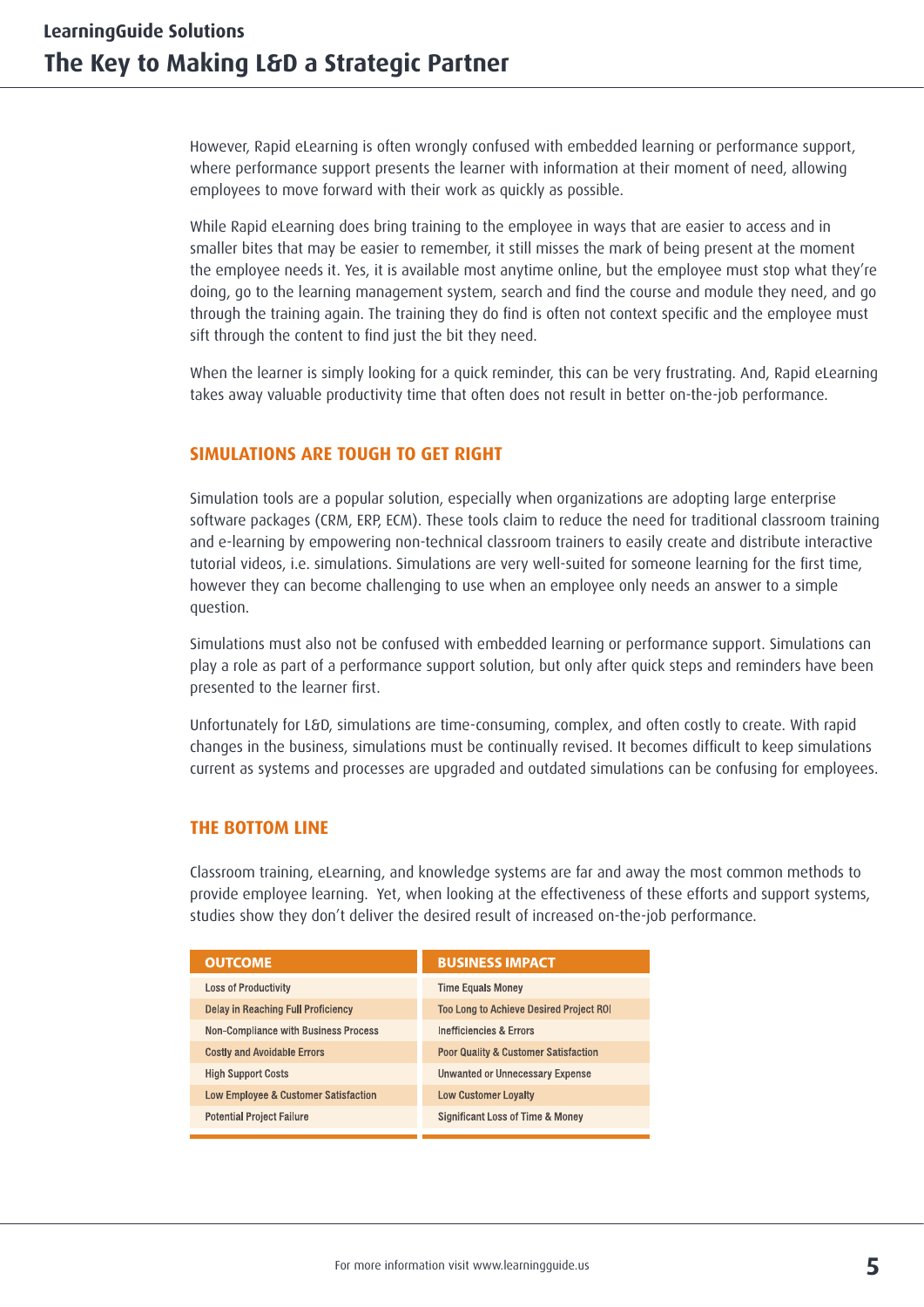However, Rapid eLearning is often wrongly confused with embedded learning or performance support, where performance support presents the learner with information at their moment of need, allowing employees to move forward with their work as quickly as possible.

While Rapid eLearning does bring training to the employee in ways that are easier to access and in smaller bites that may be easier to remember, it still misses the mark of being present at the moment the employee needs it. Yes, it is available most anytime online, but the employee must stop what they're doing, go to the learning management system, search and find the course and module they need, and go through the training again. The training they do find is often not context specific and the employee must sift through the content to find just the bit they need.

When the learner is simply looking for a quick reminder, this can be very frustrating. And, Rapid eLearning takes away valuable productivity time that often does not result in better on-the-job performance.

## SIMULATIONS ARE TOUGH TO GET RIGHT

Simulation tools are a popular solution, especially when organizations are adopting large enterprise software packages (CRM, ERP, ECM). These tools claim to reduce the need for traditional classroom training and e-learning by empowering non-technical classroom trainers to easily create and distribute interactive tutorial videos, i.e. simulations. Simulations are very well-suited for someone learning for the first time, however they can become challenging to use when an employee only needs an answer to a simple question.

Simulations must also not be confused with embedded learning or performance support. Simulations can play a role as part of a performance support solution, but only after quick steps and reminders have been presented to the learner first.

Unfortunately for L&D, simulations are time-consuming, complex, and often costly to create. With rapid changes in the business, simulations must be continually revised. It becomes difficult to keep simulations current as systems and processes are upgraded and outdated simulations can be confusing for employees.

## THE BOTTOM LINE

Classroom training, eLearning, and knowledge systems are far and away the most common methods to provide employee learning. Yet, when looking at the effectiveness of these efforts and support systems, studies show they don't deliver the desired result of increased on-the-job performance.

| OUTCOME | BUSINESS IMPACT |
|---|---|
| Loss of Productivity | Time Equals Money |
| Delay in Reaching Full Proficiency | Too Long to Achieve Desired Project ROI |
| Non-Compliance with Business Process | Inefficiencies & Errors |
| Costly and Avoidable Errors | Poor Quality & Customer Satisfaction |
| High Support Costs | Unwanted or Unnecessary Expense |
| Low Employee & Customer Satisfaction | Low Customer Loyalty |
| Potential Project Failure | Significant Loss of Time & Money |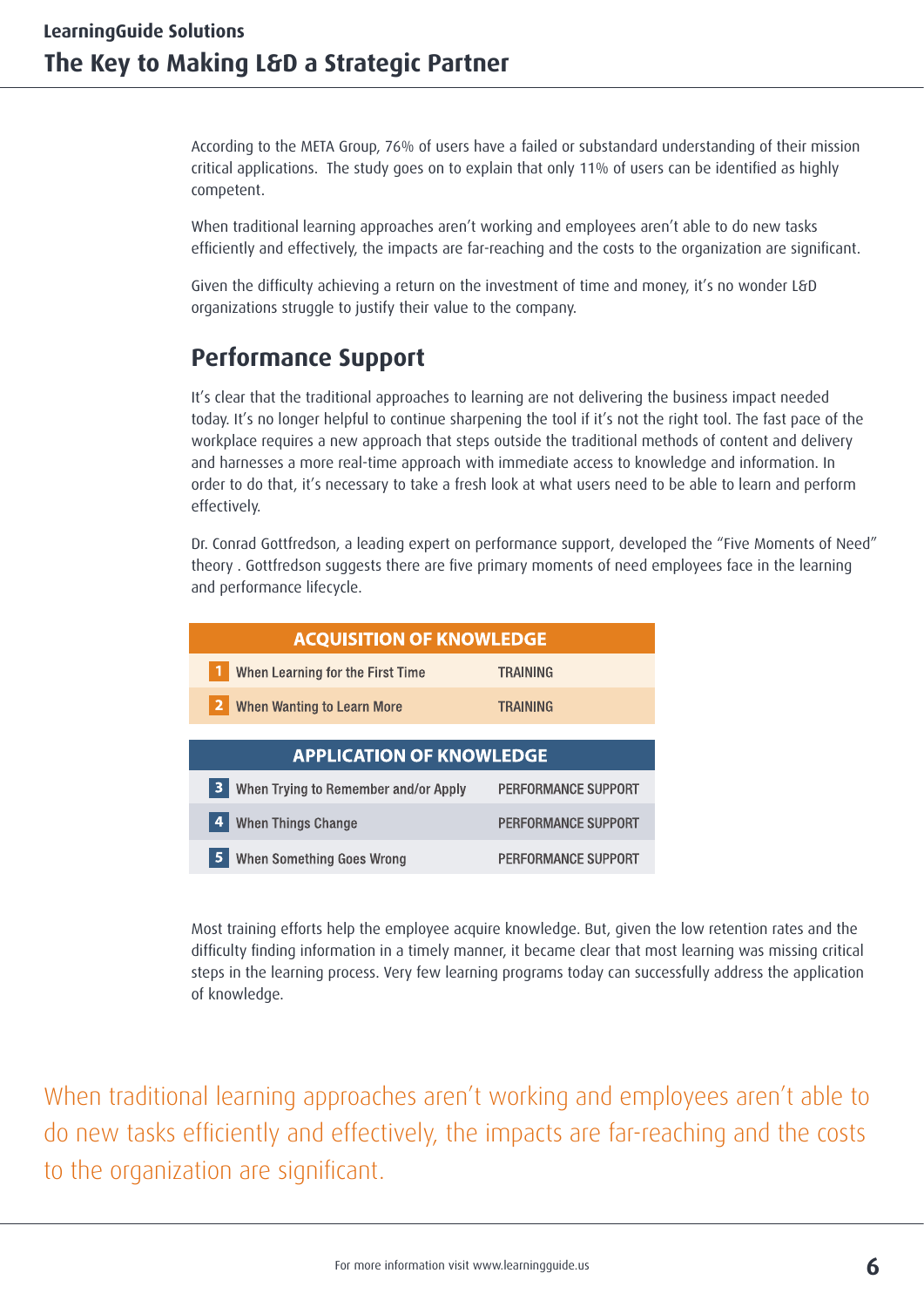According to the META Group, 76% of users have a failed or substandard understanding of their mission critical applications. The study goes on to explain that only 11% of users can be identified as highly competent.

When traditional learning approaches aren't working and employees aren't able to do new tasks efficiently and effectively, the impacts are far-reaching and the costs to the organization are significant.

Given the difficulty achieving a return on the investment of time and money, it's no wonder L&D organizations struggle to justify their value to the company.

## Performance Support

It's clear that the traditional approaches to learning are not delivering the business impact needed today. It's no longer helpful to continue sharpening the tool if it's not the right tool. The fast pace of the workplace requires a new approach that steps outside the traditional methods of content and delivery and harnesses a more real-time approach with immediate access to knowledge and information. In order to do that, it's necessary to take a fresh look at what users need to be able to learn and perform effectively.

Dr. Conrad Gottfredson, a leading expert on performance support, developed the "Five Moments of Need" theory . Gottfredson suggests there are five primary moments of need employees face in the learning and performance lifecycle.

| ACQUISITION OF KNOWLEDGE | | |
|---|---|---|
| 1 | When Learning for the First Time | TRAINING |
| 2 | When Wanting to Learn More | TRAINING |
| **APPLICATION OF KNOWLEDGE** | | |
| 3 | When Trying to Remember and/or Apply | PERFORMANCE SUPPORT |
| 4 | When Things Change | PERFORMANCE SUPPORT |
| 5 | When Something Goes Wrong | PERFORMANCE SUPPORT |

Most training efforts help the employee acquire knowledge. But, given the low retention rates and the difficulty finding information in a timely manner, it became clear that most learning was missing critical steps in the learning process. Very few learning programs today can successfully address the application of knowledge.

When traditional learning approaches aren't working and employees aren't able to do new tasks efficiently and effectively, the impacts are far-reaching and the costs to the organization are significant.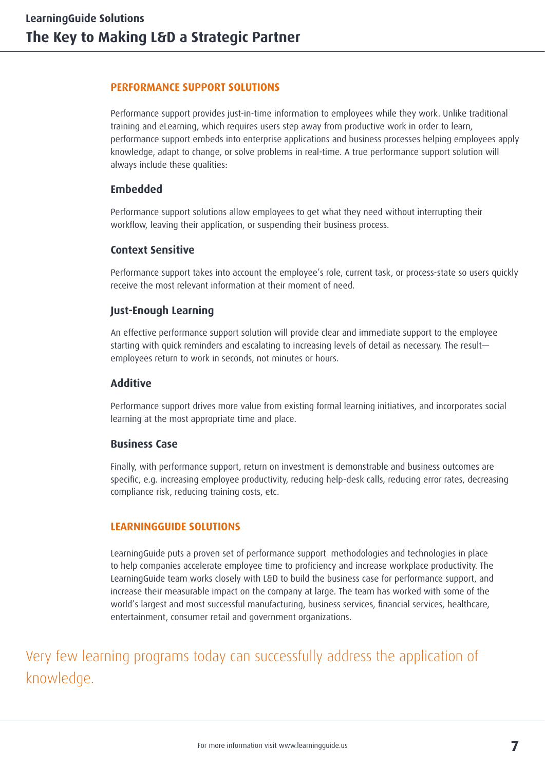## PERFORMANCE SUPPORT SOLUTIONS

Performance support provides just-in-time information to employees while they work. Unlike traditional training and eLearning, which requires users step away from productive work in order to learn, performance support embeds into enterprise applications and business processes helping employees apply knowledge, adapt to change, or solve problems in real-time. A true performance support solution will always include these qualities:

### Embedded

Performance support solutions allow employees to get what they need without interrupting their workflow, leaving their application, or suspending their business process.

### Context Sensitive

Performance support takes into account the employee's role, current task, or process-state so users quickly receive the most relevant information at their moment of need.

### Just-Enough Learning

An effective performance support solution will provide clear and immediate support to the employee starting with quick reminders and escalating to increasing levels of detail as necessary. The result—employees return to work in seconds, not minutes or hours.

### Additive

Performance support drives more value from existing formal learning initiatives, and incorporates social learning at the most appropriate time and place.

### Business Case

Finally, with performance support, return on investment is demonstrable and business outcomes are specific, e.g. increasing employee productivity, reducing help-desk calls, reducing error rates, decreasing compliance risk, reducing training costs, etc.

## LEARNINGGUIDE SOLUTIONS

LearningGuide puts a proven set of performance support methodologies and technologies in place to help companies accelerate employee time to proficiency and increase workplace productivity. The LearningGuide team works closely with L&D to build the business case for performance support, and increase their measurable impact on the company at large. The team has worked with some of the world's largest and most successful manufacturing, business services, financial services, healthcare, entertainment, consumer retail and government organizations.

Very few learning programs today can successfully address the application of knowledge.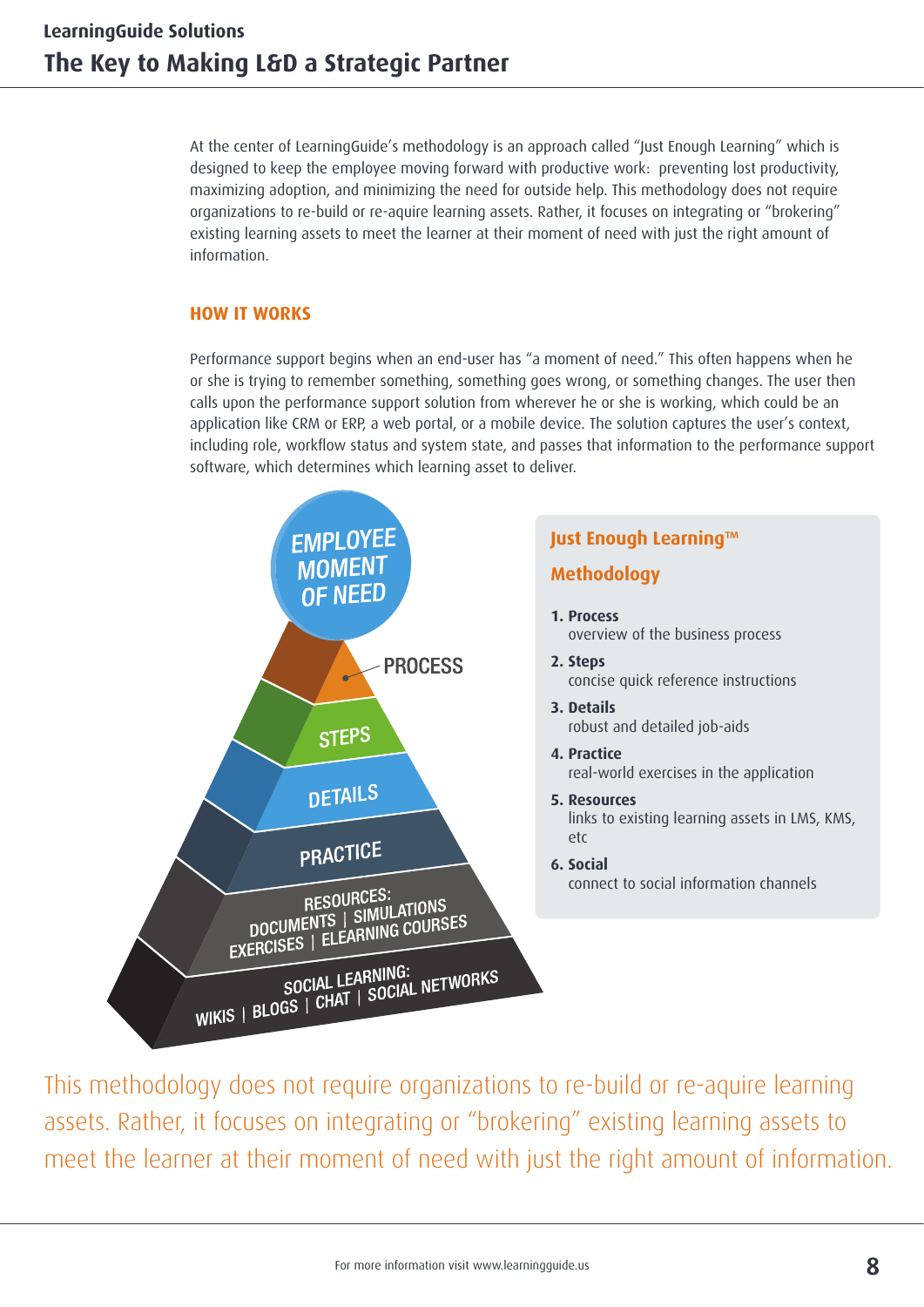At the center of LearningGuide's methodology is an approach called "Just Enough Learning" which is designed to keep the employee moving forward with productive work: preventing lost productivity, maximizing adoption, and minimizing the need for outside help. This methodology does not require organizations to re-build or re-aquire learning assets. Rather, it focuses on integrating or "brokering" existing learning assets to meet the learner at their moment of need with just the right amount of information.

## HOW IT WORKS

Performance support begins when an end-user has "a moment of need." This often happens when he or she is trying to remember something, something goes wrong, or something changes. The user then calls upon the performance support solution from wherever he or she is working, which could be an application like CRM or ERP, a web portal, or a mobile device. The solution captures the user's context, including role, workflow status and system state, and passes that information to the performance support software, which determines which learning asset to deliver.

EMPLOYEE MOMENT OF NEED

PROCESS

STEPS

DETAILS

PRACTICE

RESOURCES: DOCUMENTS | SIMULATIONS EXERCISES | ELEARNING COURSES

SOCIAL LEARNING: WIKIS | BLOGS | CHAT | SOCIAL NETWORKS

### Just Enough Learning™ Methodology

1. **Process**
   overview of the business process
2. **Steps**
   concise quick reference instructions
3. **Details**
   robust and detailed job-aids
4. **Practice**
   real-world exercises in the application
5. **Resources**
   links to existing learning assets in LMS, KMS, etc
6. **Social**
   connect to social information channels

This methodology does not require organizations to re-build or re-aquire learning assets. Rather, it focuses on integrating or "brokering" existing learning assets to meet the learner at their moment of need with just the right amount of information.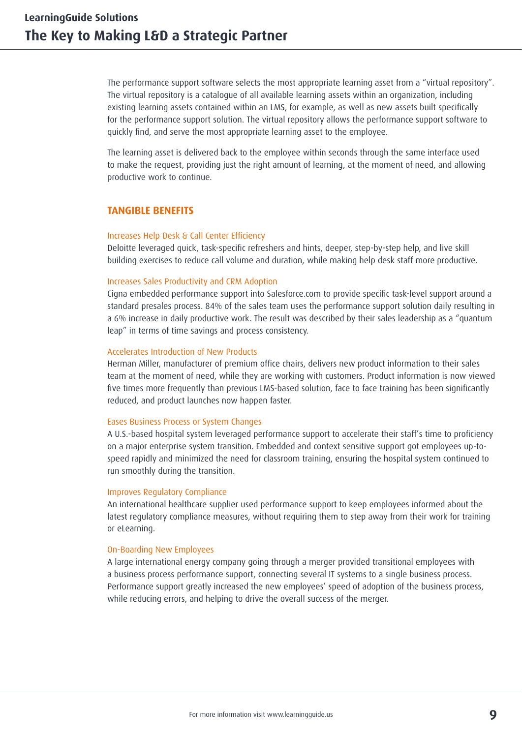The performance support software selects the most appropriate learning asset from a "virtual repository". The virtual repository is a catalogue of all available learning assets within an organization, including existing learning assets contained within an LMS, for example, as well as new assets built specifically for the performance support solution. The virtual repository allows the performance support software to quickly find, and serve the most appropriate learning asset to the employee.

The learning asset is delivered back to the employee within seconds through the same interface used to make the request, providing just the right amount of learning, at the moment of need, and allowing productive work to continue.

## TANGIBLE BENEFITS

### Increases Help Desk & Call Center Efficiency

Deloitte leveraged quick, task-specific refreshers and hints, deeper, step-by-step help, and live skill building exercises to reduce call volume and duration, while making help desk staff more productive.

### Increases Sales Productivity and CRM Adoption

Cigna embedded performance support into Salesforce.com to provide specific task-level support around a standard presales process. 84% of the sales team uses the performance support solution daily resulting in a 6% increase in daily productive work. The result was described by their sales leadership as a "quantum leap" in terms of time savings and process consistency.

### Accelerates Introduction of New Products

Herman Miller, manufacturer of premium office chairs, delivers new product information to their sales team at the moment of need, while they are working with customers. Product information is now viewed five times more frequently than previous LMS-based solution, face to face training has been significantly reduced, and product launches now happen faster.

### Eases Business Process or System Changes

A U.S.-based hospital system leveraged performance support to accelerate their staff's time to proficiency on a major enterprise system transition. Embedded and context sensitive support got employees up-to-speed rapidly and minimized the need for classroom training, ensuring the hospital system continued to run smoothly during the transition.

### Improves Regulatory Compliance

An international healthcare supplier used performance support to keep employees informed about the latest regulatory compliance measures, without requiring them to step away from their work for training or eLearning.

### On-Boarding New Employees

A large international energy company going through a merger provided transitional employees with a business process performance support, connecting several IT systems to a single business process. Performance support greatly increased the new employees' speed of adoption of the business process, while reducing errors, and helping to drive the overall success of the merger.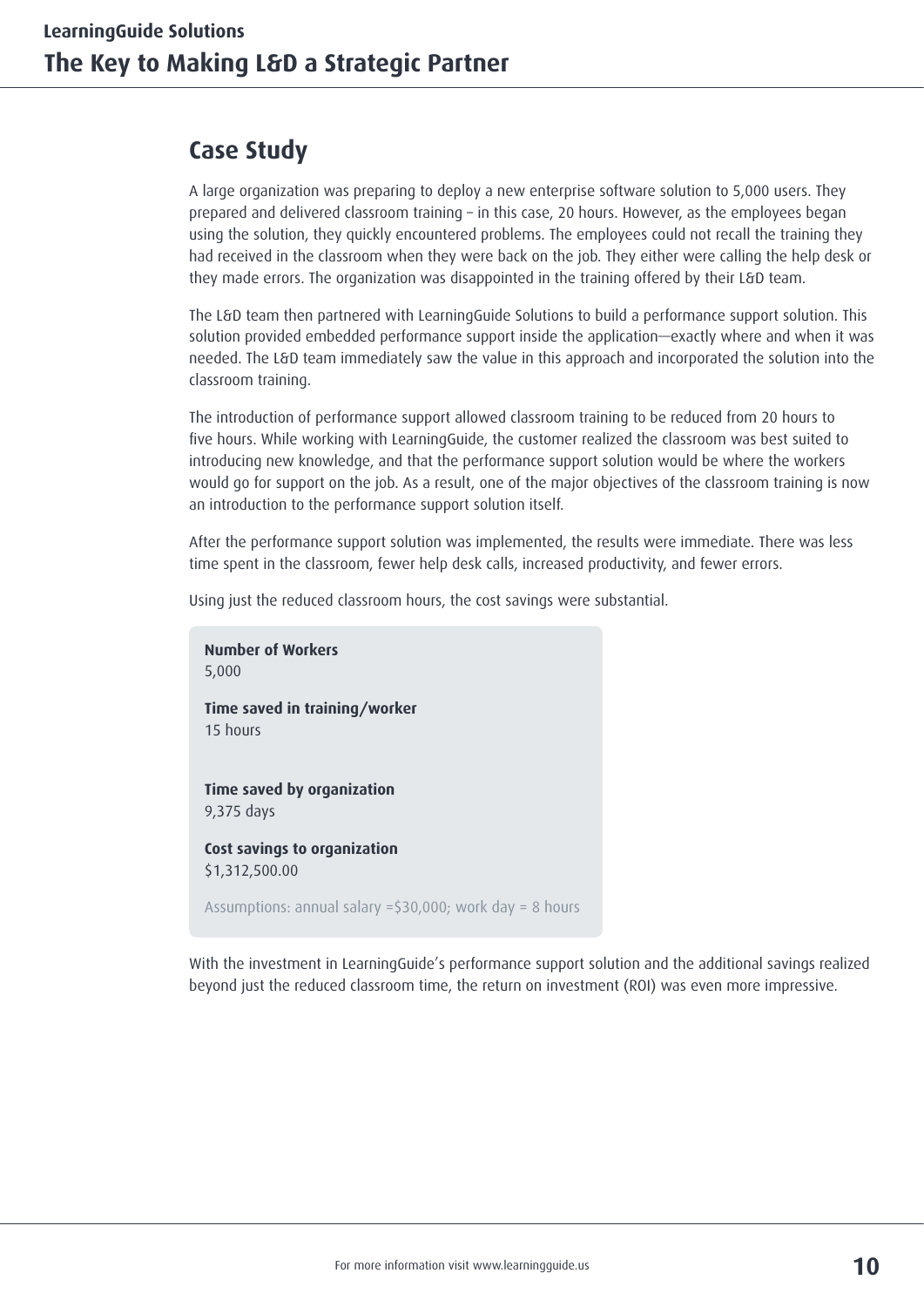## Case Study

A large organization was preparing to deploy a new enterprise software solution to 5,000 users. They prepared and delivered classroom training – in this case, 20 hours. However, as the employees began using the solution, they quickly encountered problems. The employees could not recall the training they had received in the classroom when they were back on the job. They either were calling the help desk or they made errors. The organization was disappointed in the training offered by their L&D team.

The L&D team then partnered with LearningGuide Solutions to build a performance support solution. This solution provided embedded performance support inside the application—exactly where and when it was needed. The L&D team immediately saw the value in this approach and incorporated the solution into the classroom training.

The introduction of performance support allowed classroom training to be reduced from 20 hours to five hours. While working with LearningGuide, the customer realized the classroom was best suited to introducing new knowledge, and that the performance support solution would be where the workers would go for support on the job. As a result, one of the major objectives of the classroom training is now an introduction to the performance support solution itself.

After the performance support solution was implemented, the results were immediate. There was less time spent in the classroom, fewer help desk calls, increased productivity, and fewer errors.

Using just the reduced classroom hours, the cost savings were substantial.

**Number of Workers**
5,000

**Time saved in training/worker**
15 hours

**Time saved by organization**
9,375 days

**Cost savings to organization**
$1,312,500.00

Assumptions: annual salary =$30,000; work day = 8 hours

With the investment in LearningGuide's performance support solution and the additional savings realized beyond just the reduced classroom time, the return on investment (ROI) was even more impressive.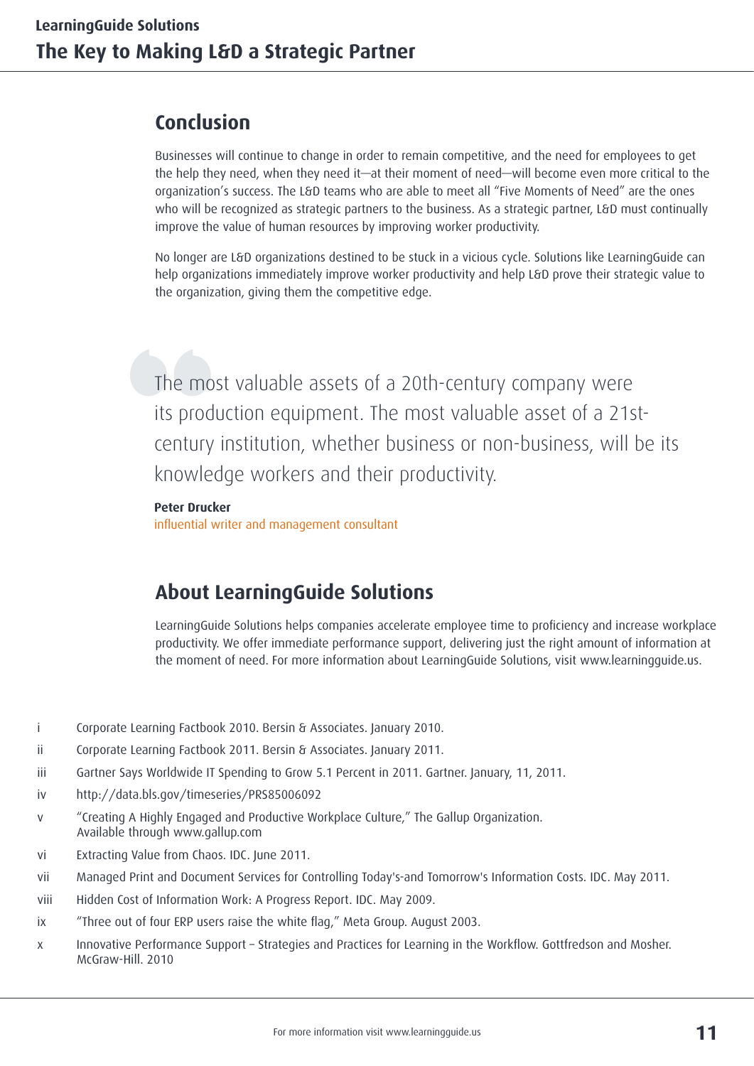## Conclusion

Businesses will continue to change in order to remain competitive, and the need for employees to get the help they need, when they need it—at their moment of need—will become even more critical to the organization's success. The L&D teams who are able to meet all "Five Moments of Need" are the ones who will be recognized as strategic partners to the business. As a strategic partner, L&D must continually improve the value of human resources by improving worker productivity.

No longer are L&D organizations destined to be stuck in a vicious cycle. Solutions like LearningGuide can help organizations immediately improve worker productivity and help L&D prove their strategic value to the organization, giving them the competitive edge.

> The most valuable assets of a 20th-century company were its production equipment. The most valuable asset of a 21st-century institution, whether business or non-business, will be its knowledge workers and their productivity.

**Peter Drucker**
influential writer and management consultant

## About LearningGuide Solutions

LearningGuide Solutions helps companies accelerate employee time to proficiency and increase workplace productivity. We offer immediate performance support, delivering just the right amount of information at the moment of need. For more information about LearningGuide Solutions, visit www.learningguide.us.

i Corporate Learning Factbook 2010. Bersin & Associates. January 2010.

ii Corporate Learning Factbook 2011. Bersin & Associates. January 2011.

iii Gartner Says Worldwide IT Spending to Grow 5.1 Percent in 2011. Gartner. January, 11, 2011.

iv http://data.bls.gov/timeseries/PRS85006092

v "Creating A Highly Engaged and Productive Workplace Culture," The Gallup Organization. Available through www.gallup.com

vi Extracting Value from Chaos. IDC. June 2011.

vii Managed Print and Document Services for Controlling Today's-and Tomorrow's Information Costs. IDC. May 2011.

viii Hidden Cost of Information Work: A Progress Report. IDC. May 2009.

ix "Three out of four ERP users raise the white flag," Meta Group. August 2003.

x Innovative Performance Support – Strategies and Practices for Learning in the Workflow. Gottfredson and Mosher. McGraw-Hill. 2010